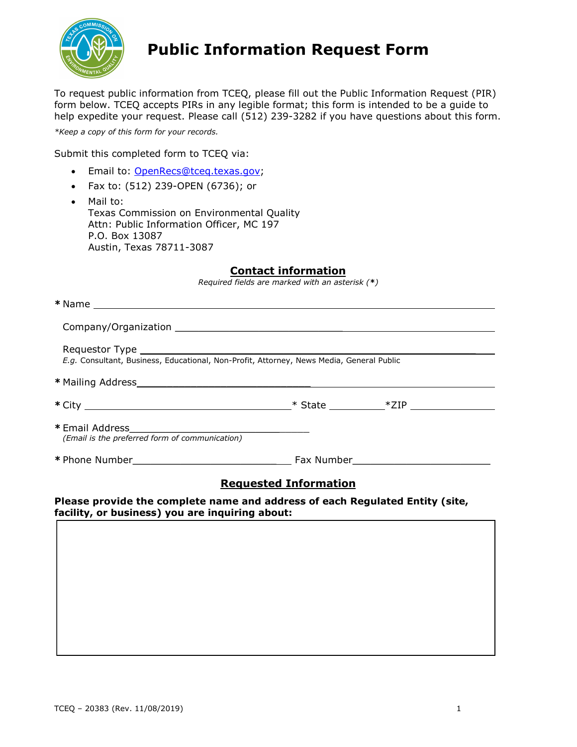# Public Information Request Form

To request public information from TCEQ, please fill out the Public Information Request (PIR) form below. TCEQ accepts PIRs in any legible format; this form is intended to be a guide to help expedite your request. Please call (512) 239-3282 if you have questions about this form.

*\*Keep a copy of this form for your records.*

Submit this completed form to TCEQ via:

- Email to: OpenRecs@tceq.texas.gov;
- Fax to: (512) 239-OPEN (6736); or
- Mail to:  
  Texas Commission on Environmental Quality  
  Attn: Public Information Officer, MC 197  
  P.O. Box 13087  
  Austin, Texas 78711-3087

## Contact information

*Required fields are marked with an asterisk (**\***)*

**\*** Name ____________________________________________

Company/Organization ____________________________________________

Requestor Type ____________________________________________

*E.g.* Consultant, Business, Educational, Non-Profit, Attorney, News Media, General Public

**\*** Mailing Address ____________________________________________

**\*** City ______________________ \* State __________ \*ZIP ______________

**\*** Email Address ______________________________

*(Email is the preferred form of communication)*

**\*** Phone Number __________________________ Fax Number __________________________

## Requested Information

**Please provide the complete name and address of each Regulated Entity (site, facility, or business) you are inquiring about:**

| |
|---|
| |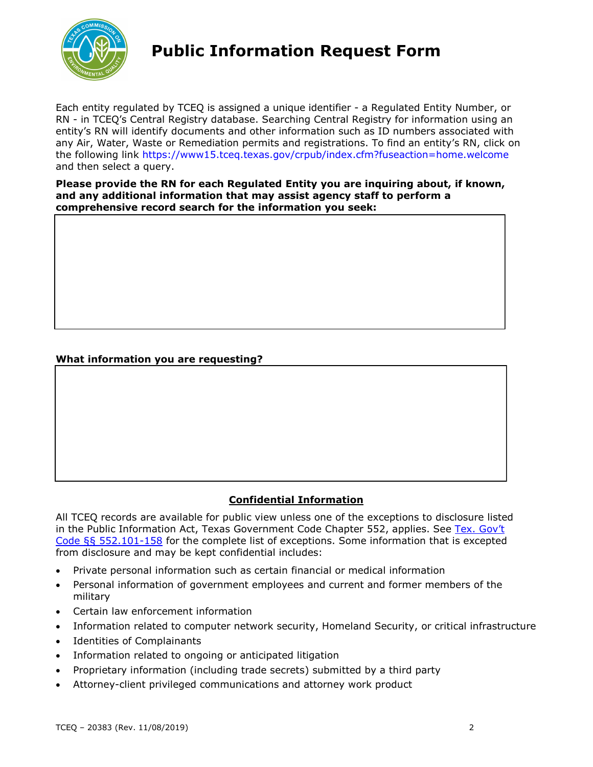# Public Information Request Form

Each entity regulated by TCEQ is assigned a unique identifier - a Regulated Entity Number, or RN - in TCEQ's Central Registry database. Searching Central Registry for information using an entity's RN will identify documents and other information such as ID numbers associated with any Air, Water, Waste or Remediation permits and registrations. To find an entity's RN, click on the following link https://www15.tceq.texas.gov/crpub/index.cfm?fuseaction=home.welcome and then select a query.

**Please provide the RN for each Regulated Entity you are inquiring about, if known, and any additional information that may assist agency staff to perform a comprehensive record search for the information you seek:**

**What information you are requesting?**

## Confidential Information

All TCEQ records are available for public view unless one of the exceptions to disclosure listed in the Public Information Act, Texas Government Code Chapter 552, applies. See Tex. Gov't Code §§ 552.101-158 for the complete list of exceptions. Some information that is excepted from disclosure and may be kept confidential includes:

- Private personal information such as certain financial or medical information
- Personal information of government employees and current and former members of the military
- Certain law enforcement information
- Information related to computer network security, Homeland Security, or critical infrastructure
- Identities of Complainants
- Information related to ongoing or anticipated litigation
- Proprietary information (including trade secrets) submitted by a third party
- Attorney-client privileged communications and attorney work product

TCEQ – 20383 (Rev. 11/08/2019)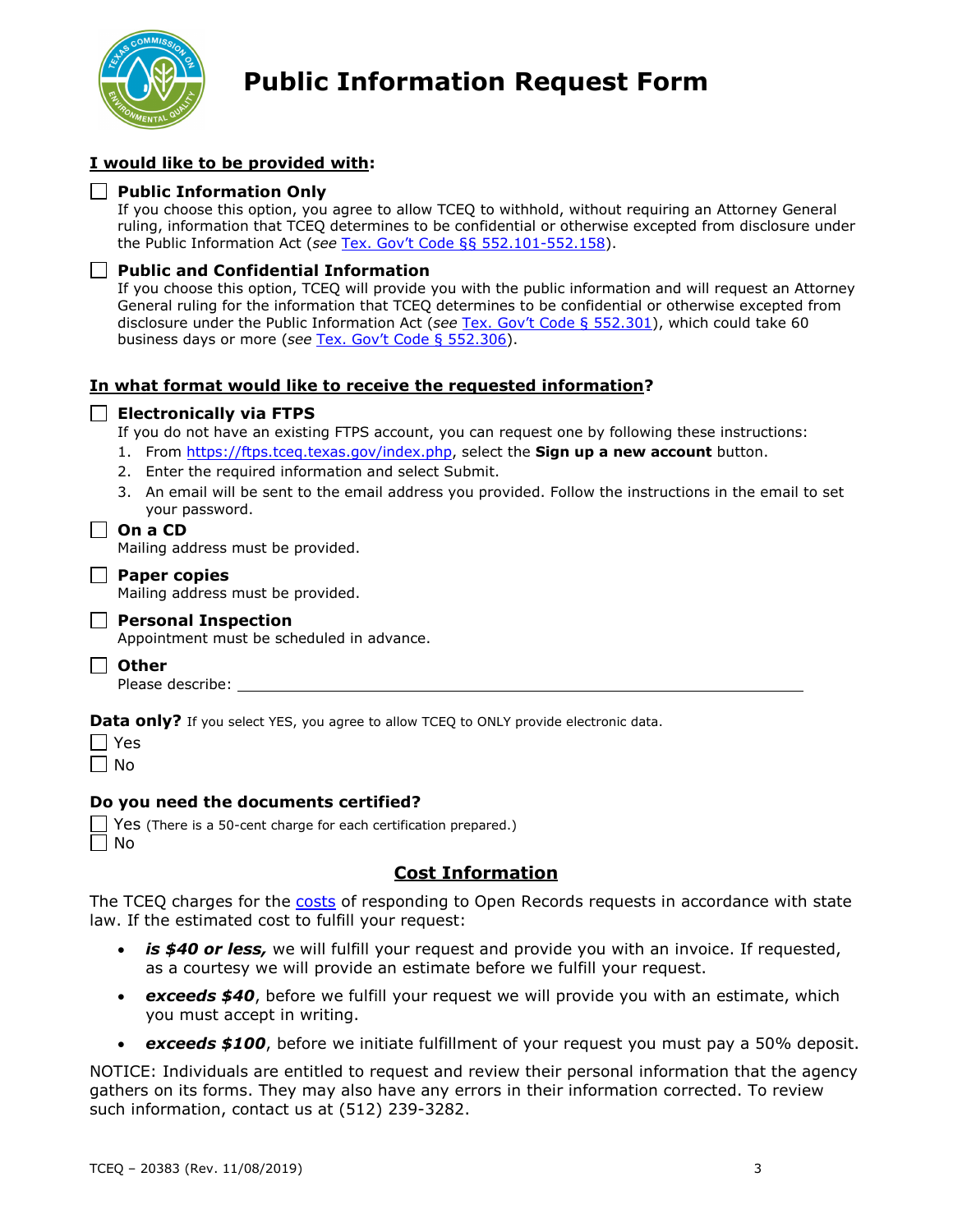# Public Information Request Form

**I would like to be provided with:**

☐ **Public Information Only**
If you choose this option, you agree to allow TCEQ to withhold, without requiring an Attorney General ruling, information that TCEQ determines to be confidential or otherwise excepted from disclosure under the Public Information Act (*see* Tex. Gov't Code §§ 552.101-552.158).

☐ **Public and Confidential Information**
If you choose this option, TCEQ will provide you with the public information and will request an Attorney General ruling for the information that TCEQ determines to be confidential or otherwise excepted from disclosure under the Public Information Act (*see* Tex. Gov't Code § 552.301), which could take 60 business days or more (*see* Tex. Gov't Code § 552.306).

**In what format would like to receive the requested information?**

☐ **Electronically via FTPS**
If you do not have an existing FTPS account, you can request one by following these instructions:

1. From https://ftps.tceq.texas.gov/index.php, select the **Sign up a new account** button.
2. Enter the required information and select Submit.
3. An email will be sent to the email address you provided. Follow the instructions in the email to set your password.

☐ **On a CD**
Mailing address must be provided.

☐ **Paper copies**
Mailing address must be provided.

☐ **Personal Inspection**
Appointment must be scheduled in advance.

☐ **Other**
Please describe: ______________________________

**Data only?** If you select YES, you agree to allow TCEQ to ONLY provide electronic data.

☐ Yes
☐ No

**Do you need the documents certified?**

☐ Yes (There is a 50-cent charge for each certification prepared.)
☐ No

## Cost Information

The TCEQ charges for the costs of responding to Open Records requests in accordance with state law. If the estimated cost to fulfill your request:

- ***is $40 or less,*** we will fulfill your request and provide you with an invoice. If requested, as a courtesy we will provide an estimate before we fulfill your request.
- ***exceeds $40***, before we fulfill your request we will provide you with an estimate, which you must accept in writing.
- ***exceeds $100***, before we initiate fulfillment of your request you must pay a 50% deposit.

NOTICE: Individuals are entitled to request and review their personal information that the agency gathers on its forms. They may also have any errors in their information corrected. To review such information, contact us at (512) 239-3282.

TCEQ – 20383 (Rev. 11/08/2019)